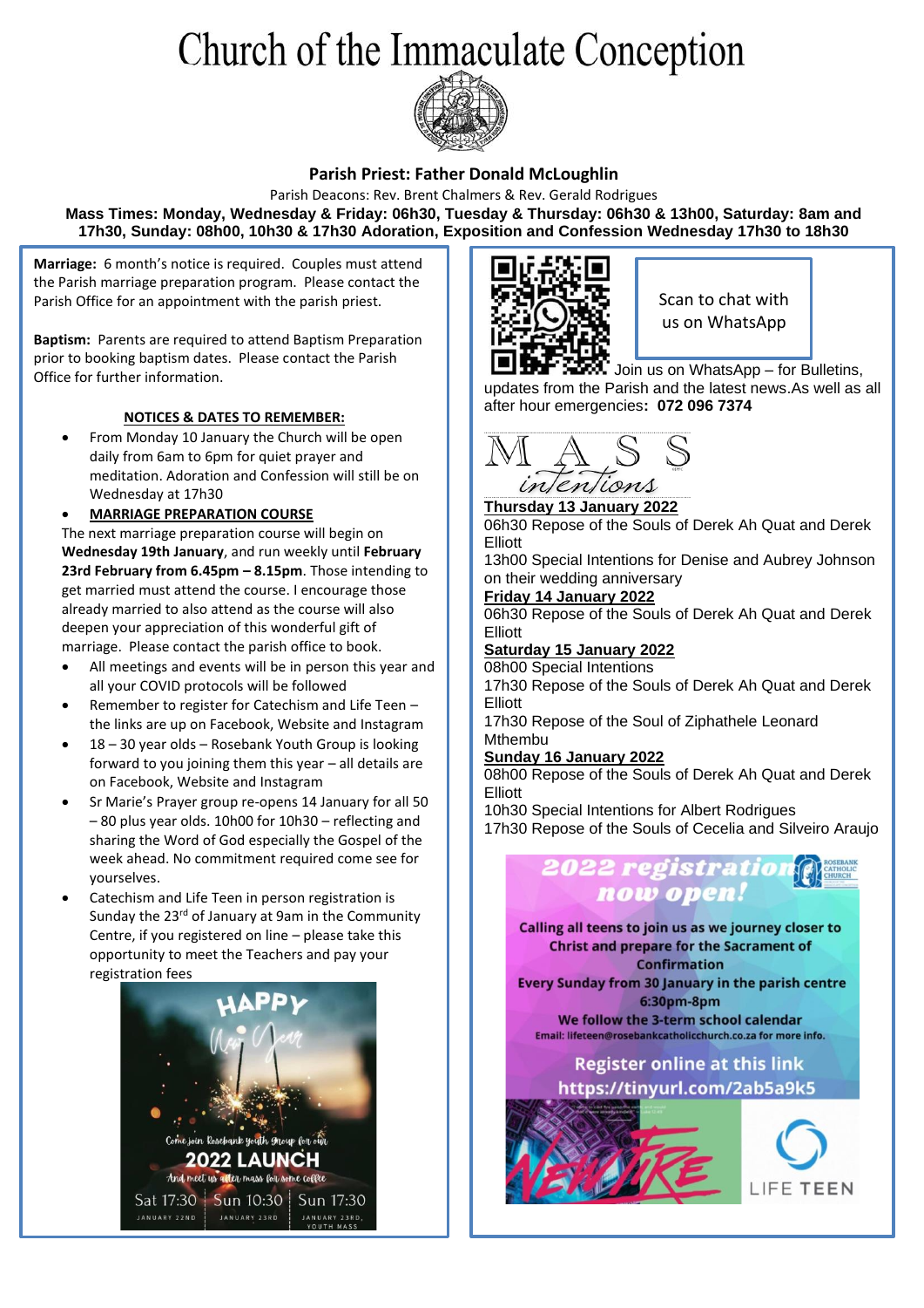# Church of the Immaculate Conception

**Parish Priest: Father Donald McLoughlin**

Parish Deacons: Rev. Brent Chalmers & Rev. Gerald Rodrigues

**Mass Times: Monday, Wednesday & Friday: 06h30, Tuesday & Thursday: 06h30 & 13h00, Saturday: 8am and 17h30, Sunday: 08h00, 10h30 & 17h30 Adoration, Exposition and Confession Wednesday 17h30 to 18h30**

**Marriage:** 6 month's notice is required. Couples must attend the Parish marriage preparation program. Please contact the Parish Office for an appointment with the parish priest.

**Baptism:** Parents are required to attend Baptism Preparation prior to booking baptism dates. Please contact the Parish Office for further information.

## NOTICES & DATES TO REMEMBER:

- From Monday 10 January the Church will be open daily from 6am to 6pm for quiet prayer and meditation. Adoration and Confession will still be on Wednesday at 17h30
- **MARRIAGE PREPARATION COURSE**

The next marriage preparation course will begin on **Wednesday 19th January**, and run weekly until **February 23rd February from 6.45pm – 8.15pm**. Those intending to get married must attend the course. I encourage those already married to also attend as the course will also deepen your appreciation of this wonderful gift of marriage. Please contact the parish office to book.

- All meetings and events will be in person this year and all your COVID protocols will be followed
- Remember to register for Catechism and Life Teen – the links are up on Facebook, Website and Instagram
- 18 – 30 year olds – Rosebank Youth Group is looking forward to you joining them this year – all details are on Facebook, Website and Instagram
- Sr Marie's Prayer group re-opens 14 January for all 50 – 80 plus year olds. 10h00 for 10h30 – reflecting and sharing the Word of God especially the Gospel of the week ahead. No commitment required come see for yourselves.
- Catechism and Life Teen in person registration is Sunday the 23rd of January at 9am in the Community Centre, if you registered on line – please take this opportunity to meet the Teachers and pay your registration fees

HAPPY New Year

Come join Rosebank Youth Group for our 2022 LAUNCH

And meet us after mass for some coffee

Sat 17:30 JANUARY 22ND | Sun 10:30 JANUARY 23RD | Sun 17:30 JANUARY 23RD, YOUTH MASS

Scan to chat with us on WhatsApp

Join us on WhatsApp – for Bulletins, updates from the Parish and the latest news.As well as all after hour emergencies**: 072 096 7374**

## MASS intentions

**Thursday 13 January 2022**

06h30 Repose of the Souls of Derek Ah Quat and Derek Elliott

13h00 Special Intentions for Denise and Aubrey Johnson on their wedding anniversary

**Friday 14 January 2022**

06h30 Repose of the Souls of Derek Ah Quat and Derek Elliott

**Saturday 15 January 2022**

08h00 Special Intentions

17h30 Repose of the Souls of Derek Ah Quat and Derek Elliott

17h30 Repose of the Soul of Ziphathele Leonard Mthembu

**Sunday 16 January 2022**

08h00 Repose of the Souls of Derek Ah Quat and Derek Elliott

10h30 Special Intentions for Albert Rodrigues

17h30 Repose of the Souls of Cecelia and Silveiro Araujo

**2022 registration now open!**

ROSEBANK CATHOLIC CHURCH

**Calling all teens to join us as we journey closer to Christ and prepare for the Sacrament of Confirmation**

**Every Sunday from 30 January in the parish centre 6:30pm-8pm**

**We follow the 3-term school calendar**

**Email: lifeteen@rosebankcatholicchurch.co.za for more info.**

**Register online at this link https://tinyurl.com/2ab5a9k5**

NEW FIRE

LIFE TEEN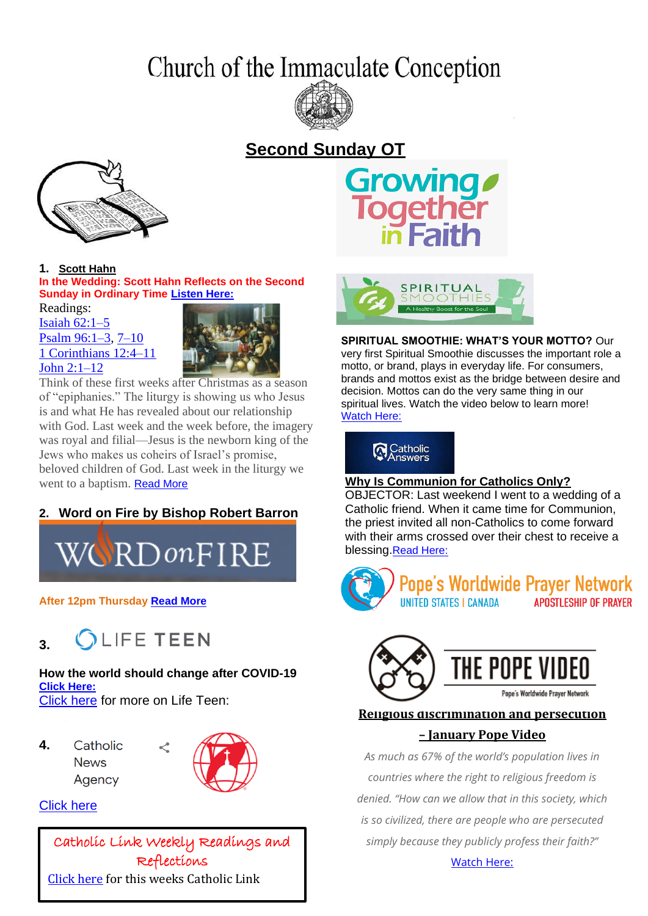# Church of the Immaculate Conception

## Second Sunday OT

Growing Together in Faith

1. **Scott Hahn**

**In the Wedding: Scott Hahn Reflects on the Second Sunday in Ordinary Time** Listen Here:

Readings:
Isaiah 62:1–5
Psalm 96:1–3, 7–10
1 Corinthians 12:4–11
John 2:1–12

Think of these first weeks after Christmas as a season of "epiphanies." The liturgy is showing us who Jesus is and what He has revealed about our relationship with God. Last week and the week before, the imagery was royal and filial—Jesus is the newborn king of the Jews who makes us coheirs of Israel's promise, beloved children of God. Last week in the liturgy we went to a baptism. Read More

2. **Word on Fire by Bishop Robert Barron**

WORD on FIRE

**After 12pm Thursday** Read More

3. LIFE TEEN

**How the world should change after COVID-19**
Click Here:
Click here for more on Life Teen:

4. Catholic News Agency

Click here

Catholic Link Weekly Readings and Reflections

Click here for this weeks Catholic Link

SPIRITUAL SMOOTHIES
A Healthy Boost for the Soul

**SPIRITUAL SMOOTHIE: WHAT'S YOUR MOTTO?** Our very first Spiritual Smoothie discusses the important role a motto, or brand, plays in everyday life. For consumers, brands and mottos exist as the bridge between desire and decision. Mottos can do the very same thing in our spiritual lives. Watch the video below to learn more!
Watch Here:

Catholic Answers

**Why Is Communion for Catholics Only?**
OBJECTOR: Last weekend I went to a wedding of a Catholic friend. When it came time for Communion, the priest invited all non-Catholics to come forward with their arms crossed over their chest to receive a blessing. Read Here:

Pope's Worldwide Prayer Network
UNITED STATES | CANADA APOSTLESHIP OF PRAYER

THE POPE VIDEO
Pope's Worldwide Prayer Network

**Religious discrimination and persecution – January Pope Video**

*As much as 67% of the world's population lives in countries where the right to religious freedom is denied. "How can we allow that in this society, which is so civilized, there are people who are persecuted simply because they publicly profess their faith?"*

Watch Here: